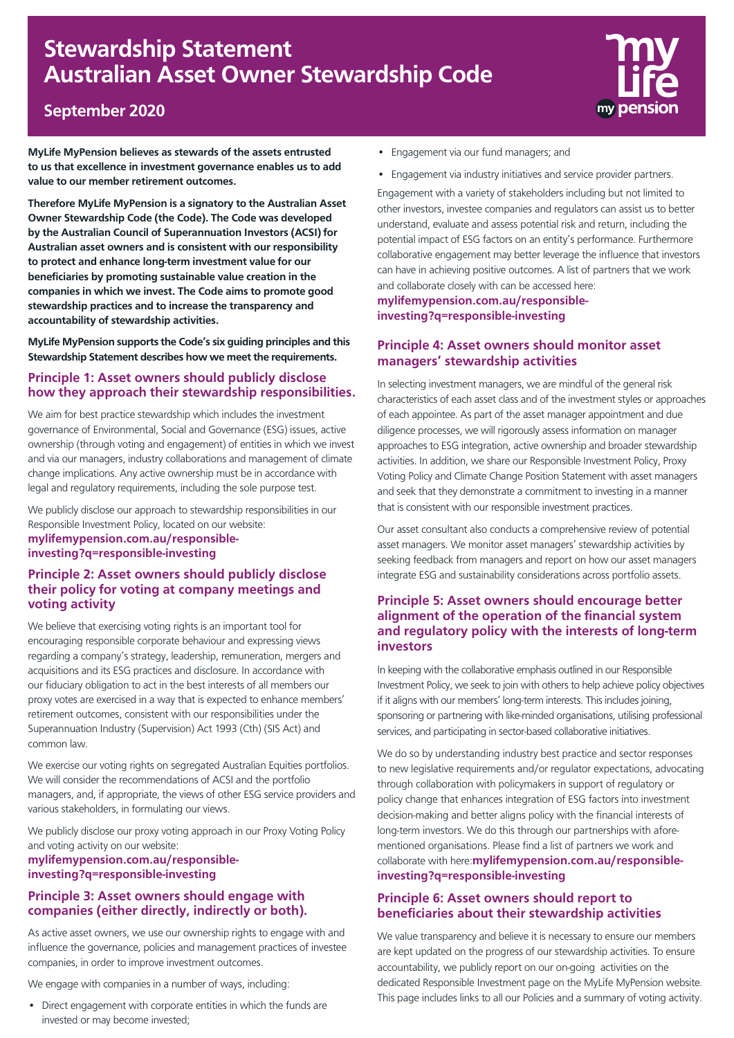# Stewardship Statement Australian Asset Owner Stewardship Code

## September 2020

**MyLife MyPension believes as stewards of the assets entrusted to us that excellence in investment governance enables us to add value to our member retirement outcomes.**

**Therefore MyLife MyPension is a signatory to the Australian Asset Owner Stewardship Code (the Code). The Code was developed by the Australian Council of Superannuation Investors (ACSI) for Australian asset owners and is consistent with our responsibility to protect and enhance long-term investment value for our beneficiaries by promoting sustainable value creation in the companies in which we invest. The Code aims to promote good stewardship practices and to increase the transparency and accountability of stewardship activities.**

**MyLife MyPension supports the Code's six guiding principles and this Stewardship Statement describes how we meet the requirements.**

### Principle 1: Asset owners should publicly disclose how they approach their stewardship responsibilities.

We aim for best practice stewardship which includes the investment governance of Environmental, Social and Governance (ESG) issues, active ownership (through voting and engagement) of entities in which we invest and via our managers, industry collaborations and management of climate change implications. Any active ownership must be in accordance with legal and regulatory requirements, including the sole purpose test.

We publicly disclose our approach to stewardship responsibilities in our Responsible Investment Policy, located on our website:
**mylifemypension.com.au/responsible-investing?q=responsible-investing**

### Principle 2: Asset owners should publicly disclose their policy for voting at company meetings and voting activity

We believe that exercising voting rights is an important tool for encouraging responsible corporate behaviour and expressing views regarding a company's strategy, leadership, remuneration, mergers and acquisitions and its ESG practices and disclosure. In accordance with our fiduciary obligation to act in the best interests of all members our proxy votes are exercised in a way that is expected to enhance members' retirement outcomes, consistent with our responsibilities under the Superannuation Industry (Supervision) Act 1993 (Cth) (SIS Act) and common law.

We exercise our voting rights on segregated Australian Equities portfolios. We will consider the recommendations of ACSI and the portfolio managers, and, if appropriate, the views of other ESG service providers and various stakeholders, in formulating our views.

We publicly disclose our proxy voting approach in our Proxy Voting Policy and voting activity on our website:
**mylifemypension.com.au/responsible-investing?q=responsible-investing**

### Principle 3: Asset owners should engage with companies (either directly, indirectly or both).

As active asset owners, we use our ownership rights to engage with and influence the governance, policies and management practices of investee companies, in order to improve investment outcomes.

We engage with companies in a number of ways, including:

- Direct engagement with corporate entities in which the funds are invested or may become invested;
- Engagement via our fund managers; and
- Engagement via industry initiatives and service provider partners.

Engagement with a variety of stakeholders including but not limited to other investors, investee companies and regulators can assist us to better understand, evaluate and assess potential risk and return, including the potential impact of ESG factors on an entity's performance. Furthermore collaborative engagement may better leverage the influence that investors can have in achieving positive outcomes. A list of partners that we work and collaborate closely with can be accessed here:
**mylifemypension.com.au/responsible-investing?q=responsible-investing**

### Principle 4: Asset owners should monitor asset managers' stewardship activities

In selecting investment managers, we are mindful of the general risk characteristics of each asset class and of the investment styles or approaches of each appointee. As part of the asset manager appointment and due diligence processes, we will rigorously assess information on manager approaches to ESG integration, active ownership and broader stewardship activities. In addition, we share our Responsible Investment Policy, Proxy Voting Policy and Climate Change Position Statement with asset managers and seek that they demonstrate a commitment to investing in a manner that is consistent with our responsible investment practices.

Our asset consultant also conducts a comprehensive review of potential asset managers. We monitor asset managers' stewardship activities by seeking feedback from managers and report on how our asset managers integrate ESG and sustainability considerations across portfolio assets.

### Principle 5: Asset owners should encourage better alignment of the operation of the financial system and regulatory policy with the interests of long-term investors

In keeping with the collaborative emphasis outlined in our Responsible Investment Policy, we seek to join with others to help achieve policy objectives if it aligns with our members' long-term interests. This includes joining, sponsoring or partnering with like-minded organisations, utilising professional services, and participating in sector-based collaborative initiatives.

We do so by understanding industry best practice and sector responses to new legislative requirements and/or regulator expectations, advocating through collaboration with policymakers in support of regulatory or policy change that enhances integration of ESG factors into investment decision-making and better aligns policy with the financial interests of long-term investors. We do this through our partnerships with afore-mentioned organisations. Please find a list of partners we work and collaborate with here:**mylifemypension.com.au/responsible-investing?q=responsible-investing**

### Principle 6: Asset owners should report to beneficiaries about their stewardship activities

We value transparency and believe it is necessary to ensure our members are kept updated on the progress of our stewardship activities. To ensure accountability, we publicly report on our on-going activities on the dedicated Responsible Investment page on the MyLife MyPension website. This page includes links to all our Policies and a summary of voting activity.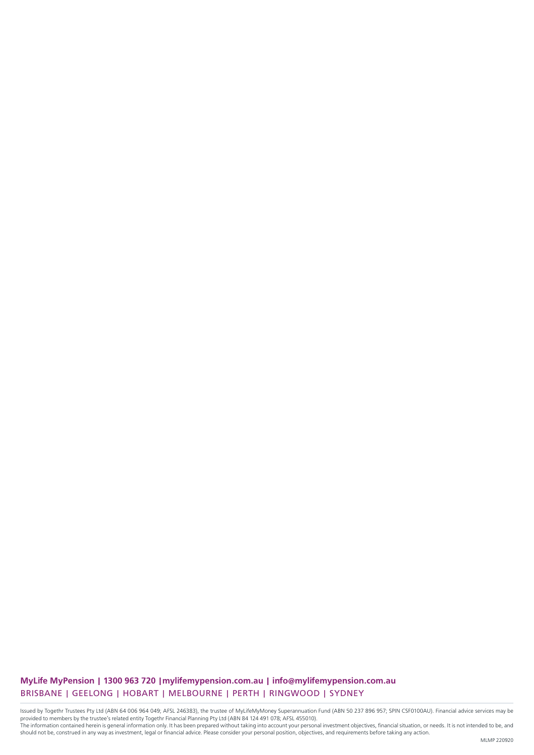**MyLife MyPension | 1300 963 720 |mylifemypension.com.au | info@mylifemypension.com.au**

BRISBANE | GEELONG | HOBART | MELBOURNE | PERTH | RINGWOOD | SYDNEY

Issued by Togethr Trustees Pty Ltd (ABN 64 006 964 049; AFSL 246383), the trustee of MyLifeMyMoney Superannuation Fund (ABN 50 237 896 957; SPIN CSF0100AU). Financial advice services may be provided to members by the trustee's related entity Togethr Financial Planning Pty Ltd (ABN 84 124 491 078; AFSL 455010).

The information contained herein is general information only. It has been prepared without taking into account your personal investment objectives, financial situation, or needs. It is not intended to be, and should not be, construed in any way as investment, legal or financial advice. Please consider your personal position, objectives, and requirements before taking any action.

MLMP 220920